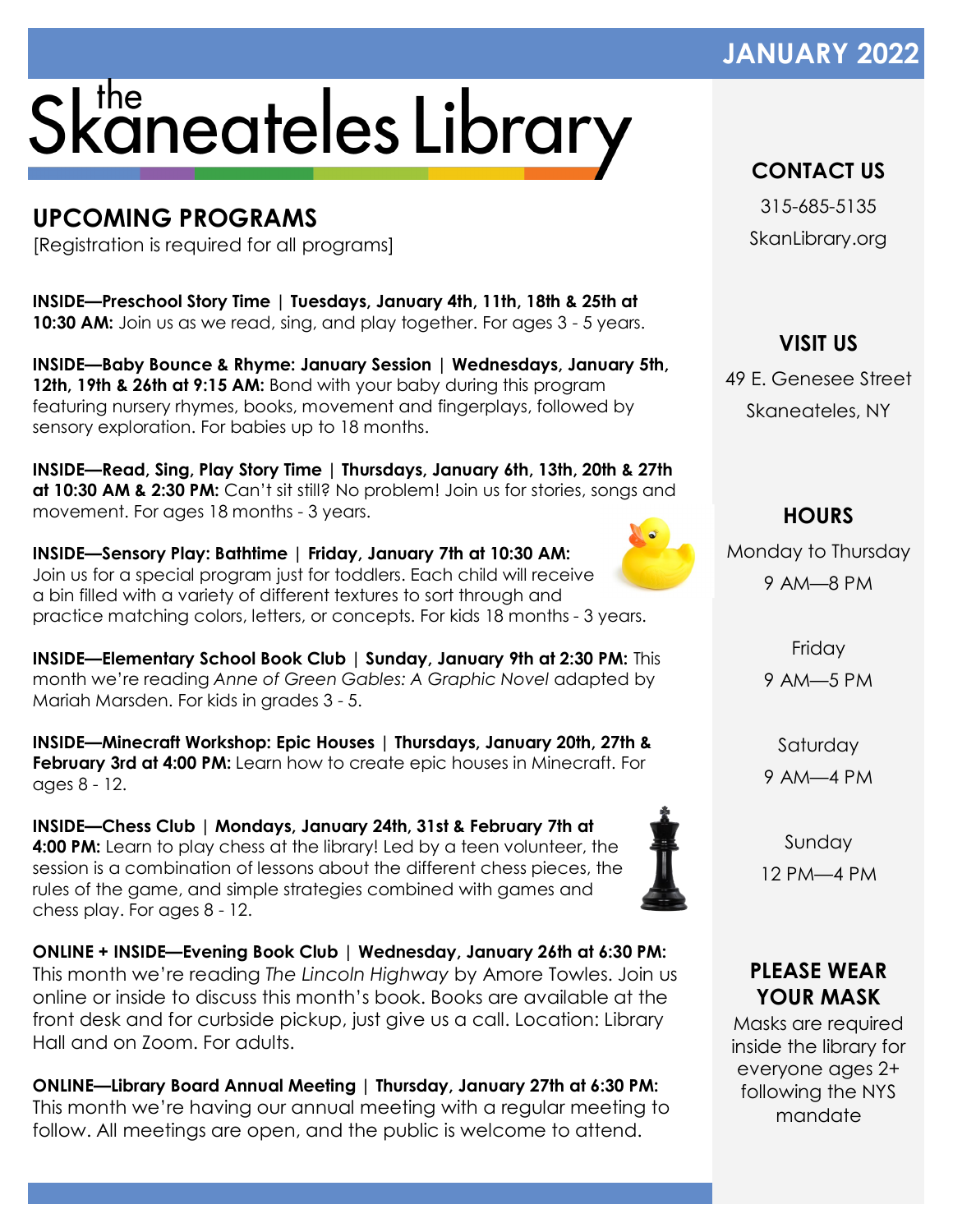# the Skaneateles Library

**JANUARY 2022**

## UPCOMING PROGRAMS

[Registration is required for all programs]

**INSIDE—Preschool Story Time | Tuesdays, January 4th, 11th, 18th & 25th at 10:30 AM:** Join us as we read, sing, and play together. For ages 3 - 5 years.

**INSIDE—Baby Bounce & Rhyme: January Session | Wednesdays, January 5th, 12th, 19th & 26th at 9:15 AM:** Bond with your baby during this program featuring nursery rhymes, books, movement and fingerplays, followed by sensory exploration. For babies up to 18 months.

**INSIDE—Read, Sing, Play Story Time | Thursdays, January 6th, 13th, 20th & 27th at 10:30 AM & 2:30 PM:** Can't sit still? No problem! Join us for stories, songs and movement. For ages 18 months - 3 years.

**INSIDE—Sensory Play: Bathtime | Friday, January 7th at 10:30 AM:** Join us for a special program just for toddlers. Each child will receive a bin filled with a variety of different textures to sort through and practice matching colors, letters, or concepts. For kids 18 months - 3 years.

**INSIDE—Elementary School Book Club | Sunday, January 9th at 2:30 PM:** This month we're reading *Anne of Green Gables: A Graphic Novel* adapted by Mariah Marsden. For kids in grades 3 - 5.

**INSIDE—Minecraft Workshop: Epic Houses | Thursdays, January 20th, 27th & February 3rd at 4:00 PM:** Learn how to create epic houses in Minecraft. For ages 8 - 12.

**INSIDE—Chess Club | Mondays, January 24th, 31st & February 7th at 4:00 PM:** Learn to play chess at the library! Led by a teen volunteer, the session is a combination of lessons about the different chess pieces, the rules of the game, and simple strategies combined with games and chess play. For ages 8 - 12.

**ONLINE + INSIDE—Evening Book Club | Wednesday, January 26th at 6:30 PM:** This month we're reading *The Lincoln Highway* by Amore Towles. Join us online or inside to discuss this month's book. Books are available at the front desk and for curbside pickup, just give us a call. Location: Library Hall and on Zoom. For adults.

**ONLINE—Library Board Annual Meeting | Thursday, January 27th at 6:30 PM:** This month we're having our annual meeting with a regular meeting to follow. All meetings are open, and the public is welcome to attend.

### CONTACT US

315-685-5135

SkanLibrary.org

### VISIT US

49 E. Genesee Street

Skaneateles, NY

### HOURS

Monday to Thursday
9 AM—8 PM

Friday
9 AM—5 PM

Saturday
9 AM—4 PM

Sunday
12 PM—4 PM

### PLEASE WEAR YOUR MASK

Masks are required inside the library for everyone ages 2+ following the NYS mandate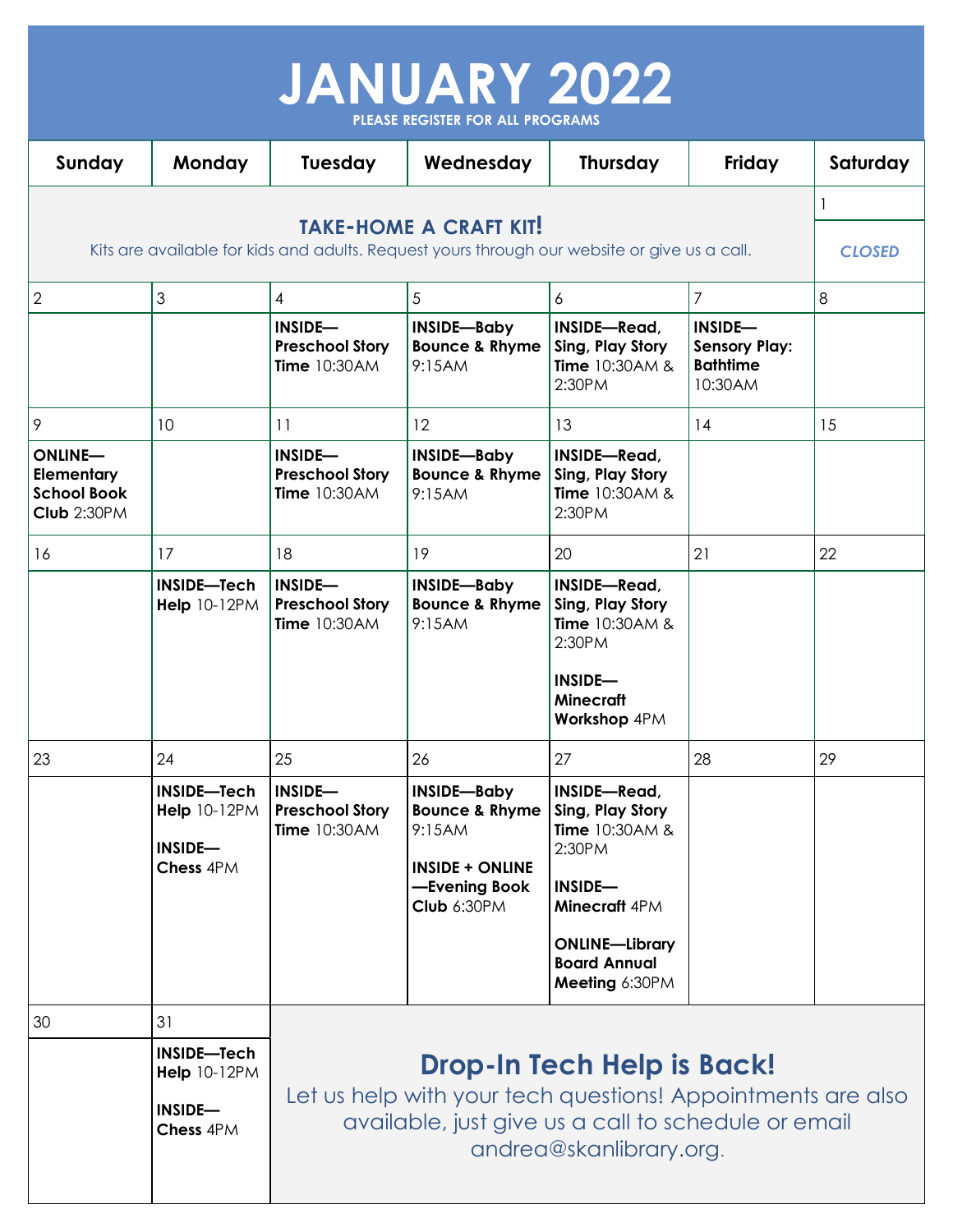# JANUARY 2022

**PLEASE REGISTER FOR ALL PROGRAMS**

| Sunday | Monday | Tuesday | Wednesday | Thursday | Friday | Saturday |
|---|---|---|---|---|---|---|
| **TAKE-HOME A CRAFT KIT!** Kits are available for kids and adults. Request yours through our website or give us a call. | | | | | | 1 *CLOSED* |
| 2 | 3 | 4 **INSIDE—Preschool Story Time** 10:30AM | 5 **INSIDE—Baby Bounce & Rhyme** 9:15AM | 6 **INSIDE—Read, Sing, Play Story Time** 10:30AM & 2:30PM | 7 **INSIDE—Sensory Play: Bathtime** 10:30AM | 8 |
| 9 **ONLINE—Elementary School Book Club** 2:30PM | 10 | 11 **INSIDE—Preschool Story Time** 10:30AM | 12 **INSIDE—Baby Bounce & Rhyme** 9:15AM | 13 **INSIDE—Read, Sing, Play Story Time** 10:30AM & 2:30PM | 14 | 15 |
| 16 | 17 **INSIDE—Tech Help** 10-12PM | 18 **INSIDE—Preschool Story Time** 10:30AM | 19 **INSIDE—Baby Bounce & Rhyme** 9:15AM | 20 **INSIDE—Read, Sing, Play Story Time** 10:30AM & 2:30PM<br><br>**INSIDE—Minecraft Workshop** 4PM | 21 | 22 |
| 23 | 24 **INSIDE—Tech Help** 10-12PM<br><br>**INSIDE—Chess** 4PM | 25 **INSIDE—Preschool Story Time** 10:30AM | 26 **INSIDE—Baby Bounce & Rhyme** 9:15AM<br><br>**INSIDE + ONLINE—Evening Book Club** 6:30PM | 27 **INSIDE—Read, Sing, Play Story Time** 10:30AM & 2:30PM<br><br>**INSIDE—Minecraft** 4PM<br><br>**ONLINE—Library Board Annual Meeting** 6:30PM | 28 | 29 |
| 30 | 31 **INSIDE—Tech Help** 10-12PM<br><br>**INSIDE—Chess** 4PM | **Drop-In Tech Help is Back!** Let us help with your tech questions! Appointments are also available, just give us a call to schedule or email andrea@skanlibrary.org. | | | | |